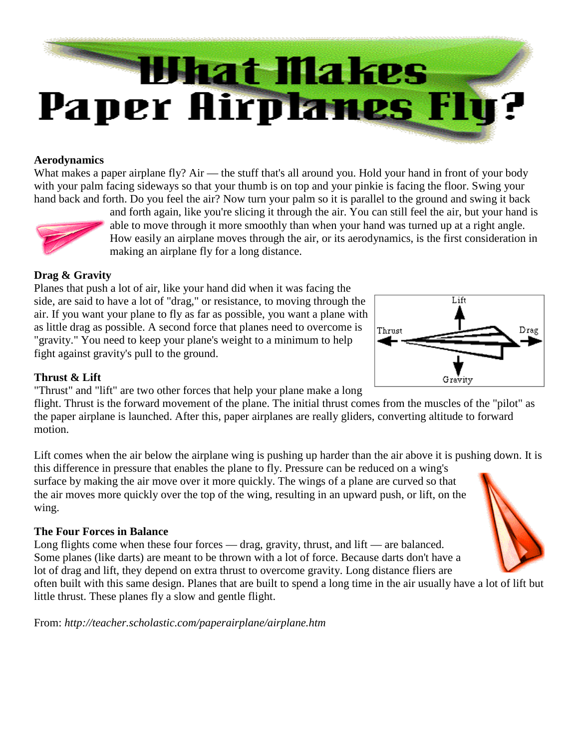# What Makes Paper Airplanes Fly?

**Aerodynamics**

What makes a paper airplane fly? Air — the stuff that's all around you. Hold your hand in front of your body with your palm facing sideways so that your thumb is on top and your pinkie is facing the floor. Swing your hand back and forth. Do you feel the air? Now turn your palm so it is parallel to the ground and swing it back and forth again, like you're slicing it through the air. You can still feel the air, but your hand is able to move through it more smoothly than when your hand was turned up at a right angle. How easily an airplane moves through the air, or its aerodynamics, is the first consideration in making an airplane fly for a long distance.

**Drag & Gravity**

Planes that push a lot of air, like your hand did when it was facing the side, are said to have a lot of "drag," or resistance, to moving through the air. If you want your plane to fly as far as possible, you want a plane with as little drag as possible. A second force that planes need to overcome is "gravity." You need to keep your plane's weight to a minimum to help fight against gravity's pull to the ground.

Lift

Thrust

Drag

Gravity

**Thrust & Lift**

"Thrust" and "lift" are two other forces that help your plane make a long flight. Thrust is the forward movement of the plane. The initial thrust comes from the muscles of the "pilot" as the paper airplane is launched. After this, paper airplanes are really gliders, converting altitude to forward motion.

Lift comes when the air below the airplane wing is pushing up harder than the air above it is pushing down. It is this difference in pressure that enables the plane to fly. Pressure can be reduced on a wing's surface by making the air move over it more quickly. The wings of a plane are curved so that the air moves more quickly over the top of the wing, resulting in an upward push, or lift, on the wing.

**The Four Forces in Balance**

Long flights come when these four forces — drag, gravity, thrust, and lift — are balanced. Some planes (like darts) are meant to be thrown with a lot of force. Because darts don't have a lot of drag and lift, they depend on extra thrust to overcome gravity. Long distance fliers are often built with this same design. Planes that are built to spend a long time in the air usually have a lot of lift but little thrust. These planes fly a slow and gentle flight.

From: *http://teacher.scholastic.com/paperairplane/airplane.htm*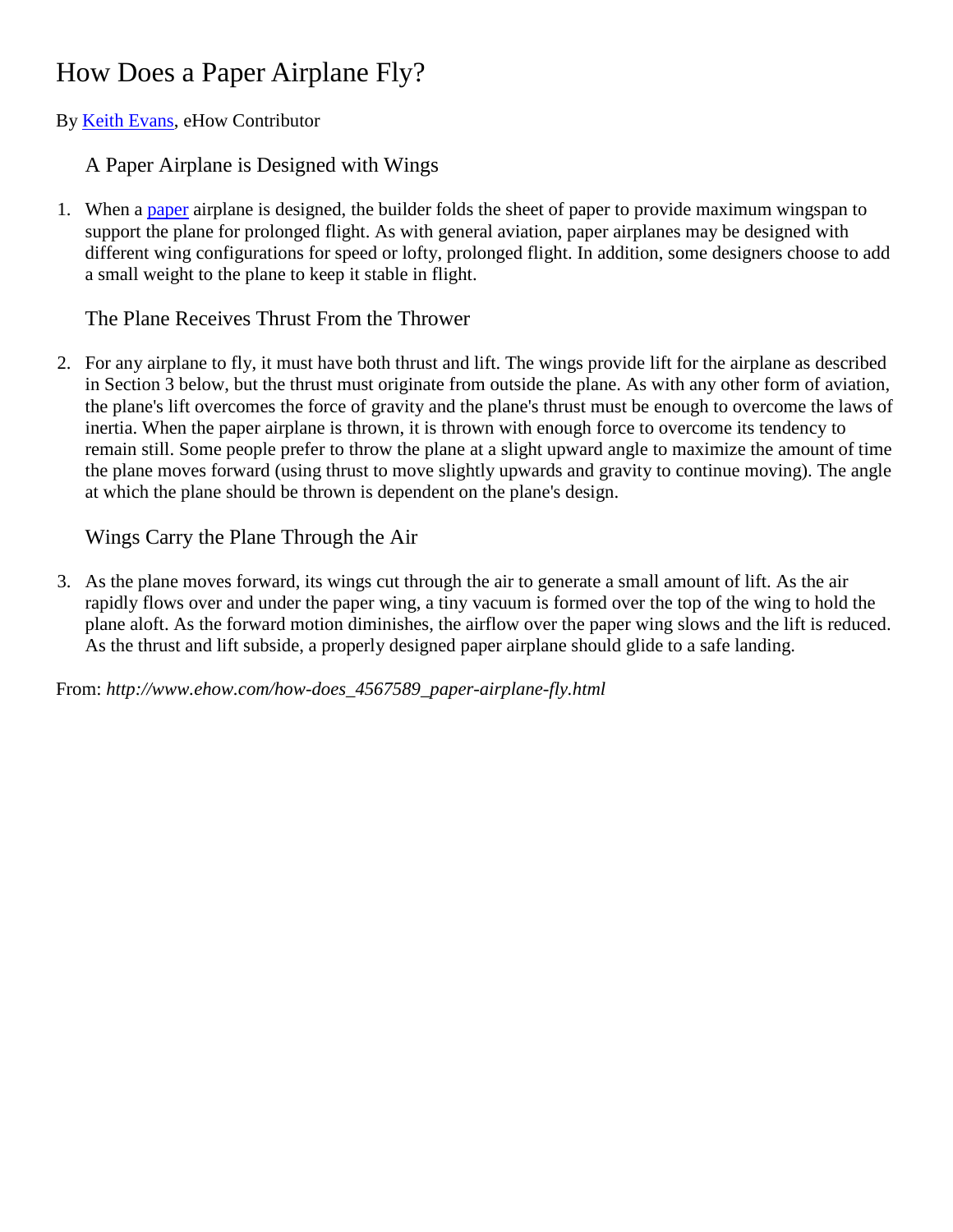# How Does a Paper Airplane Fly?

By Keith Evans, eHow Contributor

1. ### A Paper Airplane is Designed with Wings

   When a paper airplane is designed, the builder folds the sheet of paper to provide maximum wingspan to support the plane for prolonged flight. As with general aviation, paper airplanes may be designed with different wing configurations for speed or lofty, prolonged flight. In addition, some designers choose to add a small weight to the plane to keep it stable in flight.

2. ### The Plane Receives Thrust From the Thrower

   For any airplane to fly, it must have both thrust and lift. The wings provide lift for the airplane as described in Section 3 below, but the thrust must originate from outside the plane. As with any other form of aviation, the plane's lift overcomes the force of gravity and the plane's thrust must be enough to overcome the laws of inertia. When the paper airplane is thrown, it is thrown with enough force to overcome its tendency to remain still. Some people prefer to throw the plane at a slight upward angle to maximize the amount of time the plane moves forward (using thrust to move slightly upwards and gravity to continue moving). The angle at which the plane should be thrown is dependent on the plane's design.

3. ### Wings Carry the Plane Through the Air

   As the plane moves forward, its wings cut through the air to generate a small amount of lift. As the air rapidly flows over and under the paper wing, a tiny vacuum is formed over the top of the wing to hold the plane aloft. As the forward motion diminishes, the airflow over the paper wing slows and the lift is reduced. As the thrust and lift subside, a properly designed paper airplane should glide to a safe landing.

From: *http://www.ehow.com/how-does_4567589_paper-airplane-fly.html*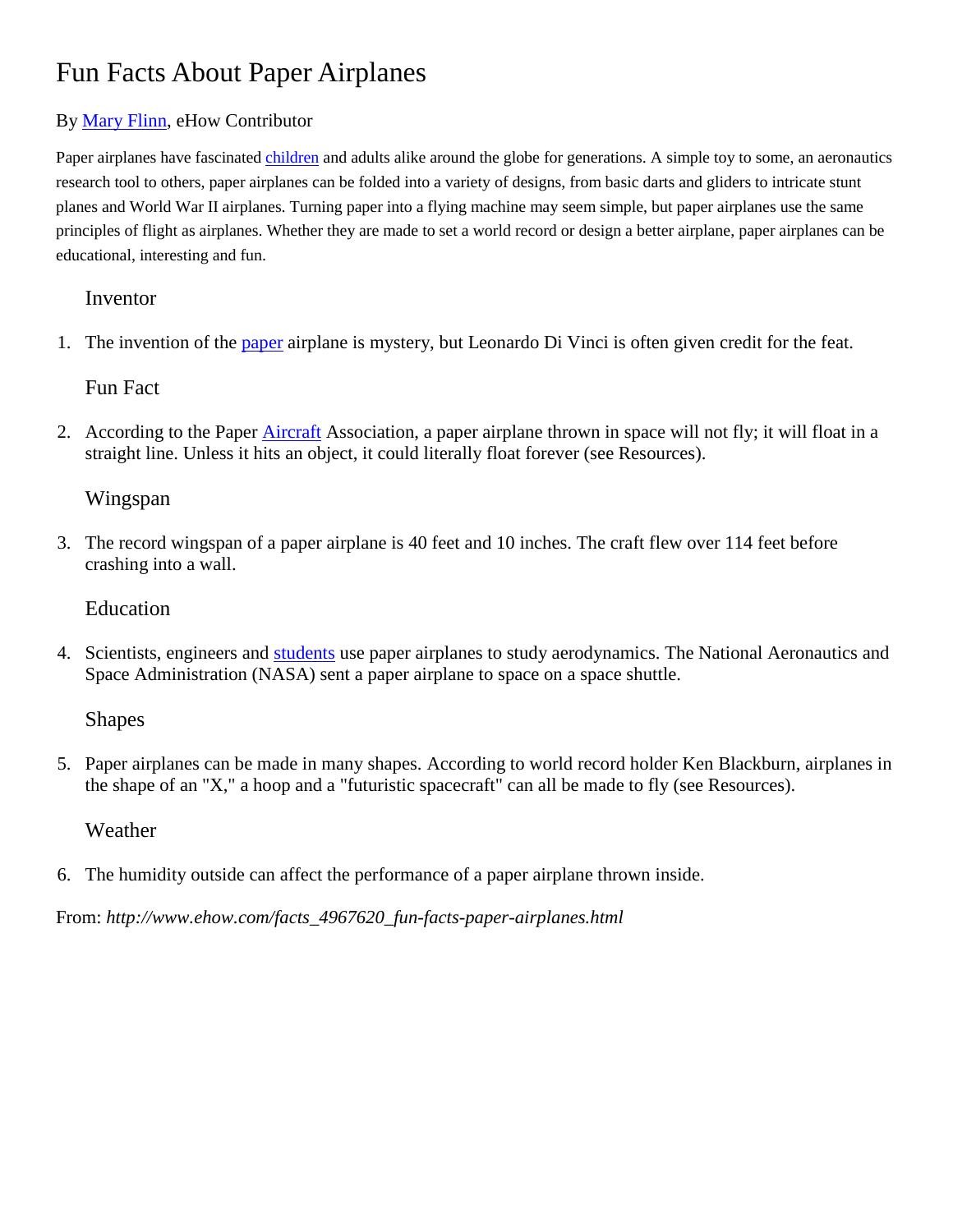# Fun Facts About Paper Airplanes

By Mary Flinn, eHow Contributor

Paper airplanes have fascinated children and adults alike around the globe for generations. A simple toy to some, an aeronautics research tool to others, paper airplanes can be folded into a variety of designs, from basic darts and gliders to intricate stunt planes and World War II airplanes. Turning paper into a flying machine may seem simple, but paper airplanes use the same principles of flight as airplanes. Whether they are made to set a world record or design a better airplane, paper airplanes can be educational, interesting and fun.

## Inventor

1. The invention of the paper airplane is mystery, but Leonardo Di Vinci is often given credit for the feat.

## Fun Fact

2. According to the Paper Aircraft Association, a paper airplane thrown in space will not fly; it will float in a straight line. Unless it hits an object, it could literally float forever (see Resources).

## Wingspan

3. The record wingspan of a paper airplane is 40 feet and 10 inches. The craft flew over 114 feet before crashing into a wall.

## Education

4. Scientists, engineers and students use paper airplanes to study aerodynamics. The National Aeronautics and Space Administration (NASA) sent a paper airplane to space on a space shuttle.

## Shapes

5. Paper airplanes can be made in many shapes. According to world record holder Ken Blackburn, airplanes in the shape of an "X," a hoop and a "futuristic spacecraft" can all be made to fly (see Resources).

## Weather

6. The humidity outside can affect the performance of a paper airplane thrown inside.

From: *http://www.ehow.com/facts_4967620_fun-facts-paper-airplanes.html*